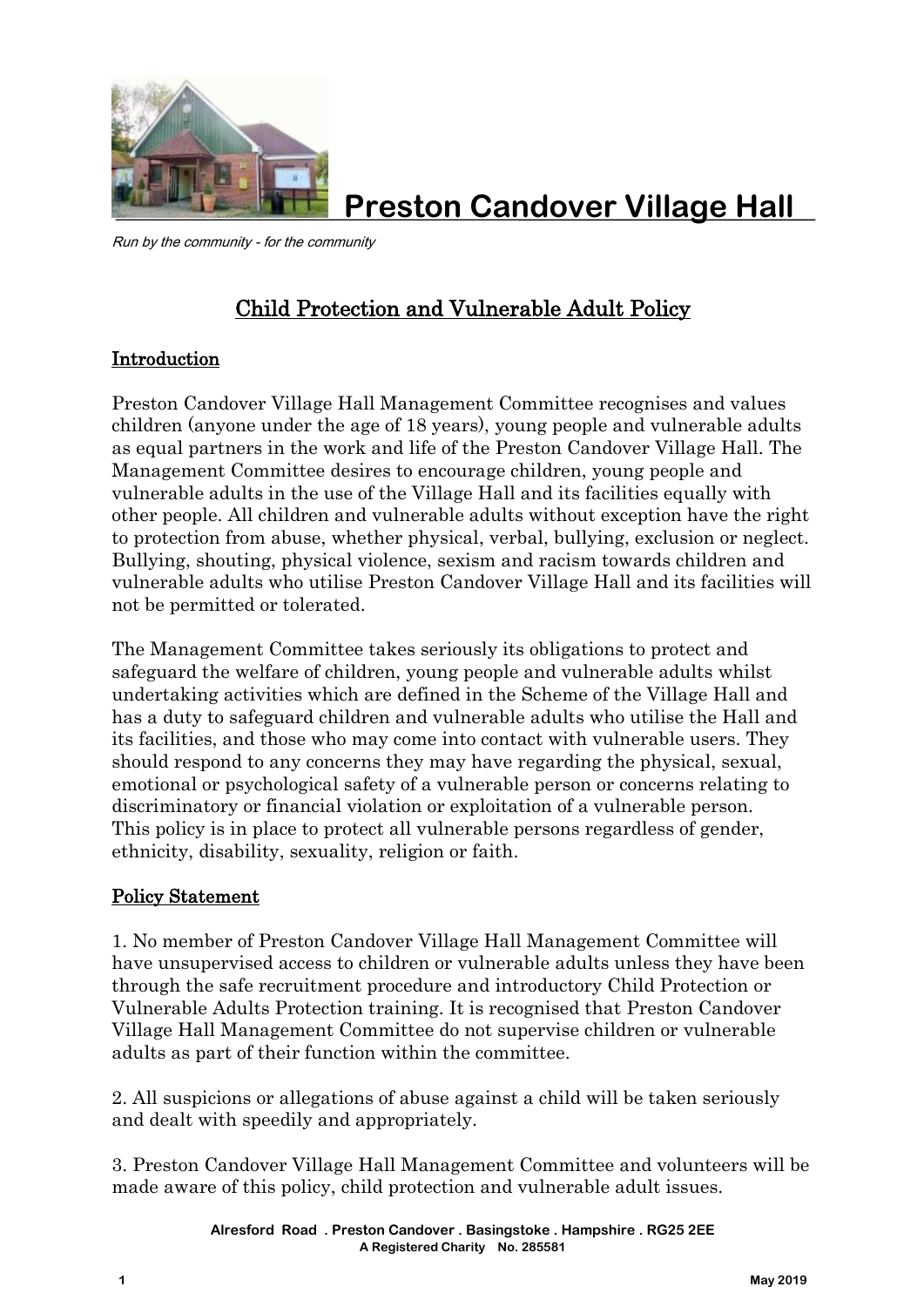# Preston Candover Village Hall

*Run by the community - for the community*

## Child Protection and Vulnerable Adult Policy

### Introduction

Preston Candover Village Hall Management Committee recognises and values children (anyone under the age of 18 years), young people and vulnerable adults as equal partners in the work and life of the Preston Candover Village Hall. The Management Committee desires to encourage children, young people and vulnerable adults in the use of the Village Hall and its facilities equally with other people. All children and vulnerable adults without exception have the right to protection from abuse, whether physical, verbal, bullying, exclusion or neglect. Bullying, shouting, physical violence, sexism and racism towards children and vulnerable adults who utilise Preston Candover Village Hall and its facilities will not be permitted or tolerated.

The Management Committee takes seriously its obligations to protect and safeguard the welfare of children, young people and vulnerable adults whilst undertaking activities which are defined in the Scheme of the Village Hall and has a duty to safeguard children and vulnerable adults who utilise the Hall and its facilities, and those who may come into contact with vulnerable users. They should respond to any concerns they may have regarding the physical, sexual, emotional or psychological safety of a vulnerable person or concerns relating to discriminatory or financial violation or exploitation of a vulnerable person. This policy is in place to protect all vulnerable persons regardless of gender, ethnicity, disability, sexuality, religion or faith.

### Policy Statement

1. No member of Preston Candover Village Hall Management Committee will have unsupervised access to children or vulnerable adults unless they have been through the safe recruitment procedure and introductory Child Protection or Vulnerable Adults Protection training. It is recognised that Preston Candover Village Hall Management Committee do not supervise children or vulnerable adults as part of their function within the committee.

2. All suspicions or allegations of abuse against a child will be taken seriously and dealt with speedily and appropriately.

3. Preston Candover Village Hall Management Committee and volunteers will be made aware of this policy, child protection and vulnerable adult issues.

Alresford Road . Preston Candover . Basingstoke . Hampshire . RG25 2EE
A Registered Charity No. 285581

May 2019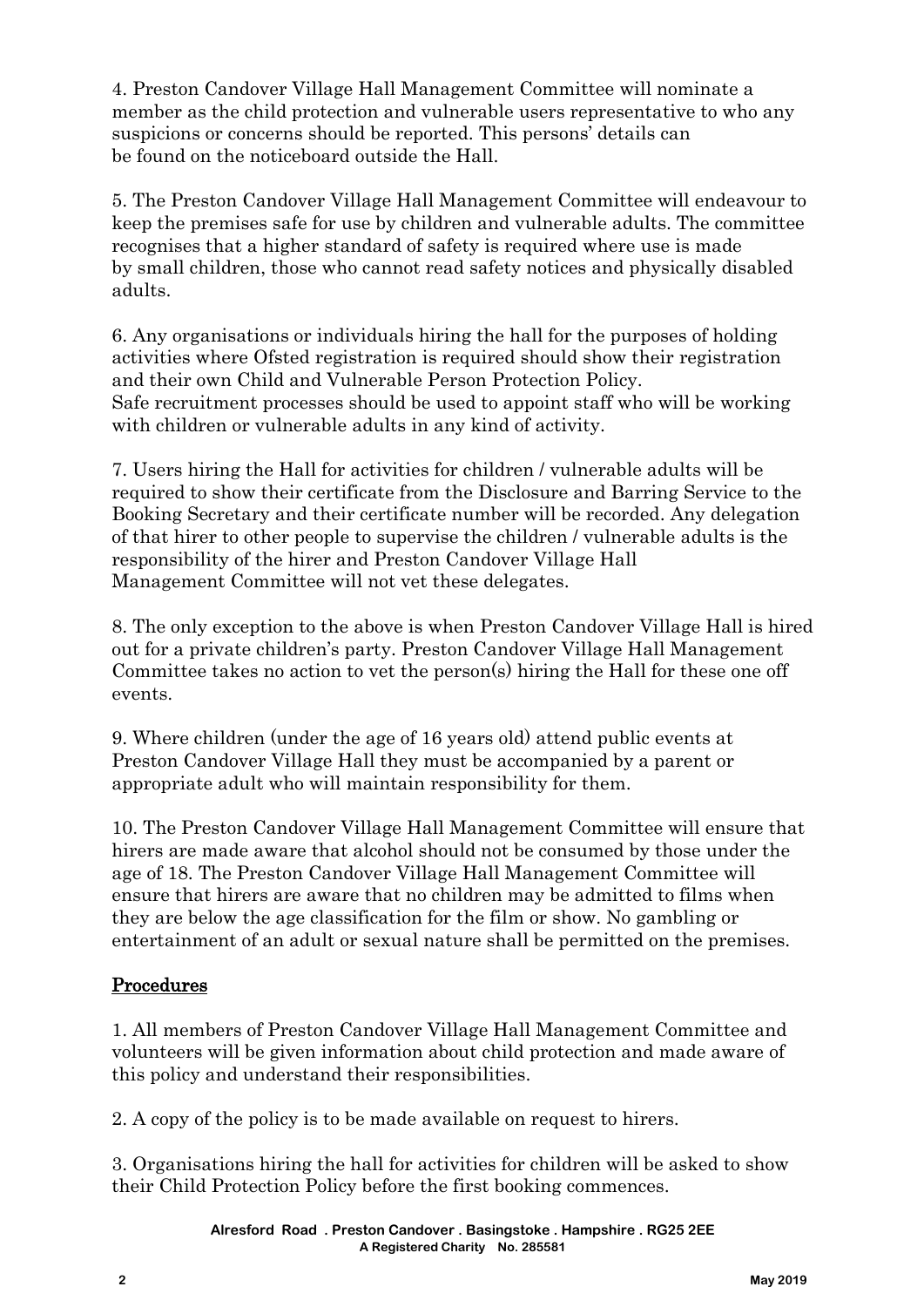4. Preston Candover Village Hall Management Committee will nominate a member as the child protection and vulnerable users representative to who any suspicions or concerns should be reported. This persons' details can be found on the noticeboard outside the Hall.

5. The Preston Candover Village Hall Management Committee will endeavour to keep the premises safe for use by children and vulnerable adults. The committee recognises that a higher standard of safety is required where use is made by small children, those who cannot read safety notices and physically disabled adults.

6. Any organisations or individuals hiring the hall for the purposes of holding activities where Ofsted registration is required should show their registration and their own Child and Vulnerable Person Protection Policy.
Safe recruitment processes should be used to appoint staff who will be working with children or vulnerable adults in any kind of activity.

7. Users hiring the Hall for activities for children / vulnerable adults will be required to show their certificate from the Disclosure and Barring Service to the Booking Secretary and their certificate number will be recorded. Any delegation of that hirer to other people to supervise the children / vulnerable adults is the responsibility of the hirer and Preston Candover Village Hall Management Committee will not vet these delegates.

8. The only exception to the above is when Preston Candover Village Hall is hired out for a private children's party. Preston Candover Village Hall Management Committee takes no action to vet the person(s) hiring the Hall for these one off events.

9. Where children (under the age of 16 years old) attend public events at Preston Candover Village Hall they must be accompanied by a parent or appropriate adult who will maintain responsibility for them.

10. The Preston Candover Village Hall Management Committee will ensure that hirers are made aware that alcohol should not be consumed by those under the age of 18. The Preston Candover Village Hall Management Committee will ensure that hirers are aware that no children may be admitted to films when they are below the age classification for the film or show. No gambling or entertainment of an adult or sexual nature shall be permitted on the premises.

## Procedures

1. All members of Preston Candover Village Hall Management Committee and volunteers will be given information about child protection and made aware of this policy and understand their responsibilities.

2. A copy of the policy is to be made available on request to hirers.

3. Organisations hiring the hall for activities for children will be asked to show their Child Protection Policy before the first booking commences.

**Alresford Road . Preston Candover . Basingstoke . Hampshire . RG25 2EE**
**A Registered Charity No. 285581**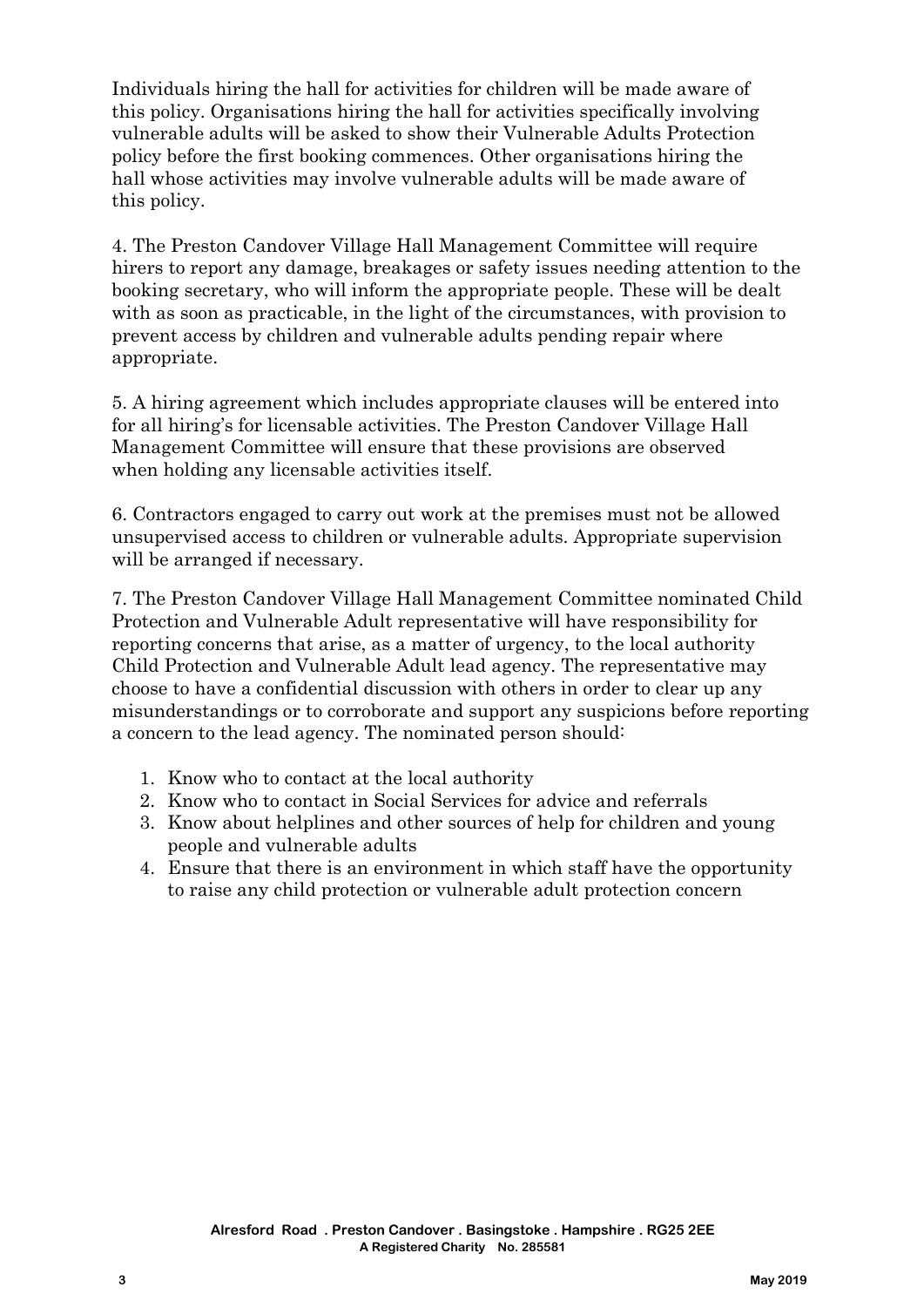Individuals hiring the hall for activities for children will be made aware of this policy. Organisations hiring the hall for activities specifically involving vulnerable adults will be asked to show their Vulnerable Adults Protection policy before the first booking commences. Other organisations hiring the hall whose activities may involve vulnerable adults will be made aware of this policy.

4. The Preston Candover Village Hall Management Committee will require hirers to report any damage, breakages or safety issues needing attention to the booking secretary, who will inform the appropriate people. These will be dealt with as soon as practicable, in the light of the circumstances, with provision to prevent access by children and vulnerable adults pending repair where appropriate.

5. A hiring agreement which includes appropriate clauses will be entered into for all hiring's for licensable activities. The Preston Candover Village Hall Management Committee will ensure that these provisions are observed when holding any licensable activities itself.

6. Contractors engaged to carry out work at the premises must not be allowed unsupervised access to children or vulnerable adults. Appropriate supervision will be arranged if necessary.

7. The Preston Candover Village Hall Management Committee nominated Child Protection and Vulnerable Adult representative will have responsibility for reporting concerns that arise, as a matter of urgency, to the local authority Child Protection and Vulnerable Adult lead agency. The representative may choose to have a confidential discussion with others in order to clear up any misunderstandings or to corroborate and support any suspicions before reporting a concern to the lead agency. The nominated person should:

1. Know who to contact at the local authority
2. Know who to contact in Social Services for advice and referrals
3. Know about helplines and other sources of help for children and young people and vulnerable adults
4. Ensure that there is an environment in which staff have the opportunity to raise any child protection or vulnerable adult protection concern

**Alresford Road . Preston Candover . Basingstoke . Hampshire . RG25 2EE**
**A Registered Charity No. 285581**

**May 2019**